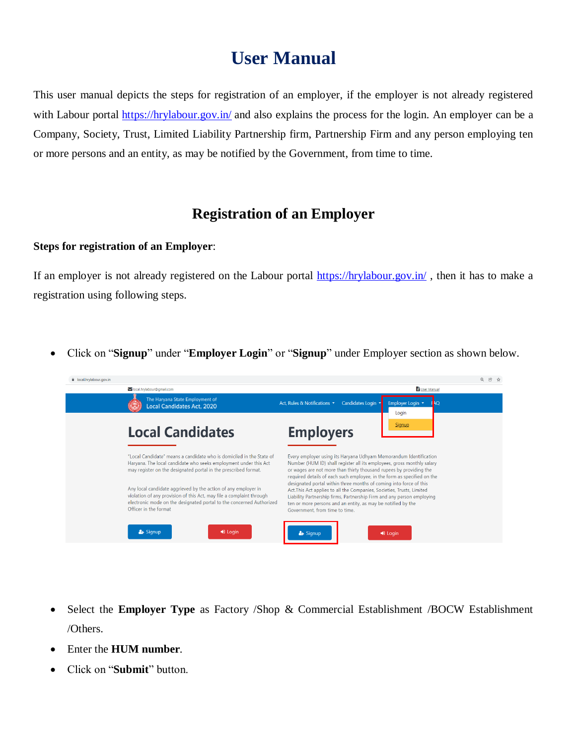# User Manual

This user manual depicts the steps for registration of an employer, if the employer is not already registered with Labour portal https://hrylabour.gov.in/ and also explains the process for the login. An employer can be a Company, Society, Trust, Limited Liability Partnership firm, Partnership Firm and any person employing ten or more persons and an entity, as may be notified by the Government, from time to time.

## Registration of an Employer

**Steps for registration of an Employer**:

If an employer is not already registered on the Labour portal https://hrylabour.gov.in/ , then it has to make a registration using following steps.

- Click on "**Signup**" under "**Employer Login**" or "**Signup**" under Employer section as shown below.

- Select the **Employer Type** as Factory /Shop & Commercial Establishment /BOCW Establishment /Others.
- Enter the **HUM number**.
- Click on "**Submit**" button.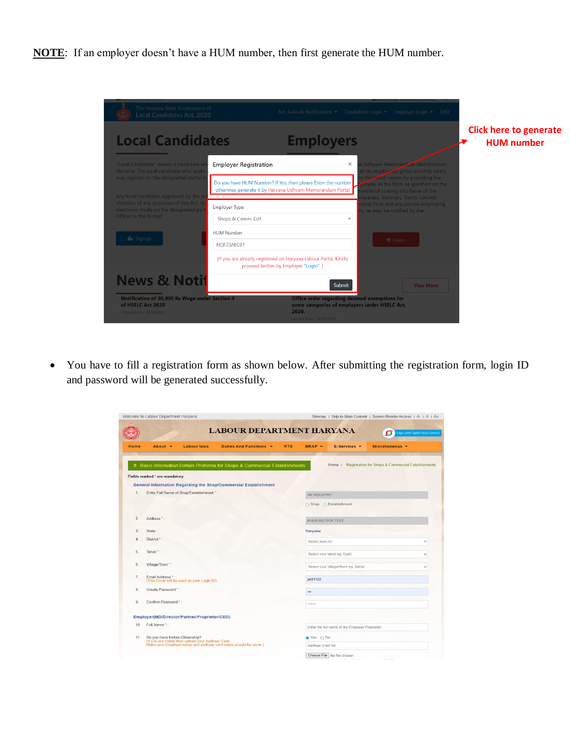**NOTE**: If an employer doesn't have a HUM number, then first generate the HUM number.

- You have to fill a registration form as shown below. After submitting the registration form, login ID and password will be generated successfully.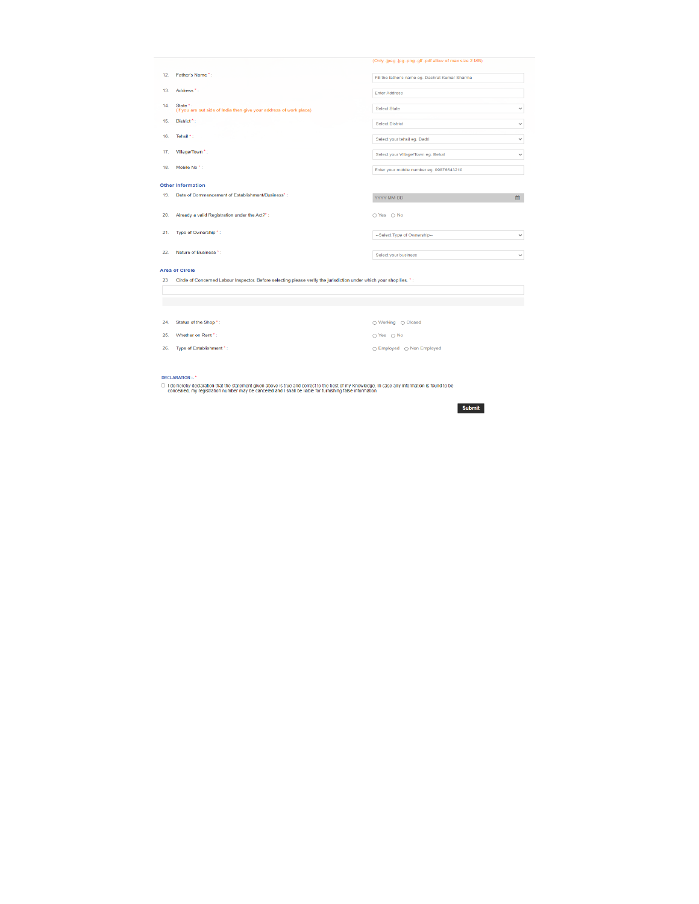(Only .jpeg .jpg .png .gif .pdf allow of max size 2 MB)

| | | |
|---|---|---|
| 12. | Father's Name * : | Fill the father's name eg. Dashrat Kumar Sharma |
| 13. | Address * : | Enter Address |
| 14. | State * : (If you are out side of India then give your address of work place) | Select State |
| 15. | District * : | Select District |
| 16. | Tehsil * : | Select your tehsil eg. Dadri |
| 17. | Village/Town * : | Select your Village/Town eg. Betal |
| 18. | Mobile No * : | Enter your mobile number eg. 09876543210 |

**Other Information**

| | | |
|---|---|---|
| 19. | Date of Commencement of Establishment/Business* : | YYYY-MM-DD |
| 20. | Already a valid Registration under the Act?* : | ○ Yes ○ No |
| 21. | Type of Ownership * : | --Select Type of Ownership-- |
| 22. | Nature of Business * : | Select your business |

**Area of Circle**

23 Circle of Concerned Labour Inspector. Before selecting please verify the jurisdiction under which your shop lies. * :

| | | |
|---|---|---|
| 24. | Status of the Shop * : | ○ Working ○ Closed |
| 25. | Whether on Rent * : | ○ Yes ○ No |
| 26. | Type of Establishment * : | ○ Employed ○ Non Employed |

DECLARATION :- *

☐ I do hereby declaration that the statement given above is true and correct to the best of my Knowledge. In case any information is found to be concealed, my registration number may be canceled and I shall be liable for furnishing false information

**Submit**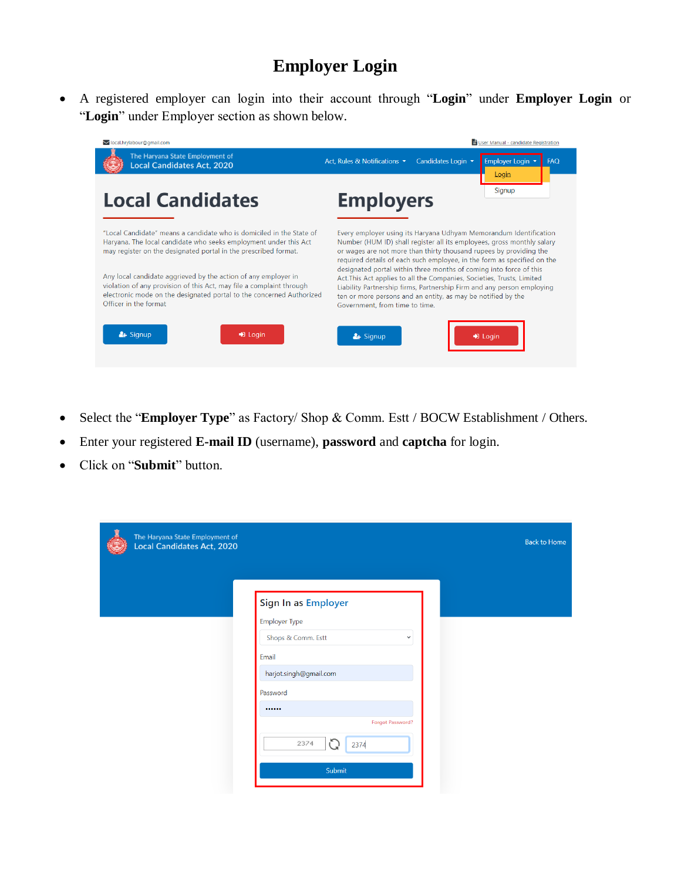# Employer Login

- A registered employer can login into their account through "**Login**" under **Employer Login** or "**Login**" under Employer section as shown below.

- Select the "**Employer Type**" as Factory/ Shop & Comm. Estt / BOCW Establishment / Others.
- Enter your registered **E-mail ID** (username), **password** and **captcha** for login.
- Click on "**Submit**" button.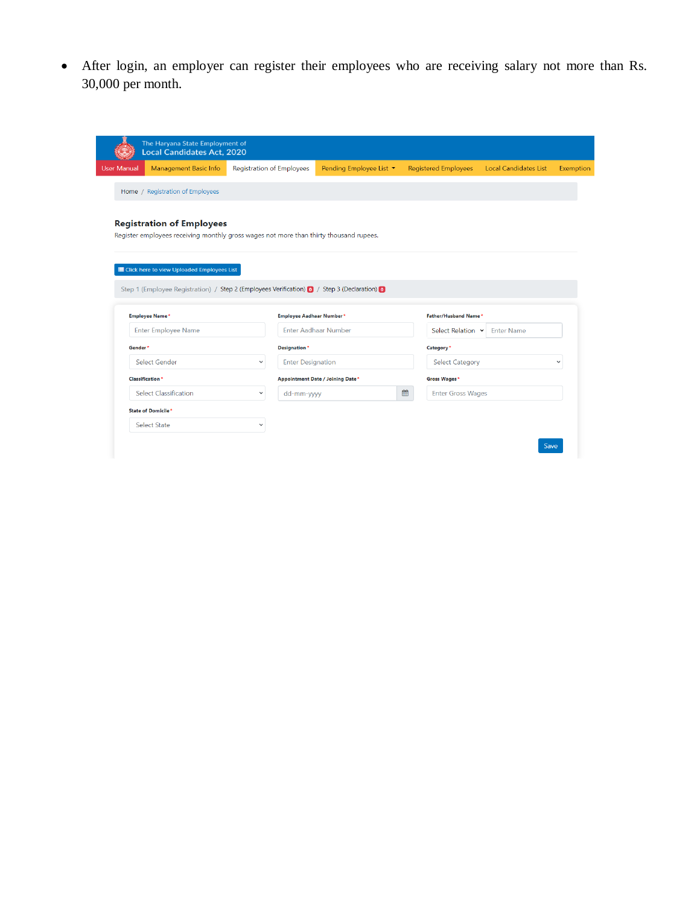- After login, an employer can register their employees who are receiving salary not more than Rs. 30,000 per month.

The Haryana State Employment of
Local Candidates Act, 2020

User Manual | Management Basic Info | Registration of Employees | Pending Employee List | Registered Employees | Local Candidates List | Exemption

Home / Registration of Employees

**Registration of Employees**

Register employees receiving monthly gross wages not more than thirty thousand rupees.

Click here to view Uploaded Employees List

Step 1 (Employee Registration) / Step 2 (Employees Verification) 0 / Step 3 (Declaration) 0

Employee Name*
Enter Employee Name

Employee Aadhaar Number*
Enter Aadhaar Number

Father/Husband Name*
Select Relation
Enter Name

Gender*
Select Gender

Designation*
Enter Designation

Category*
Select Category

Classification*
Select Classification

Appointment Date / Joining Date*
dd-mm-yyyy

Gross Wages*
Enter Gross Wages

State of Domicile*
Select State

Save